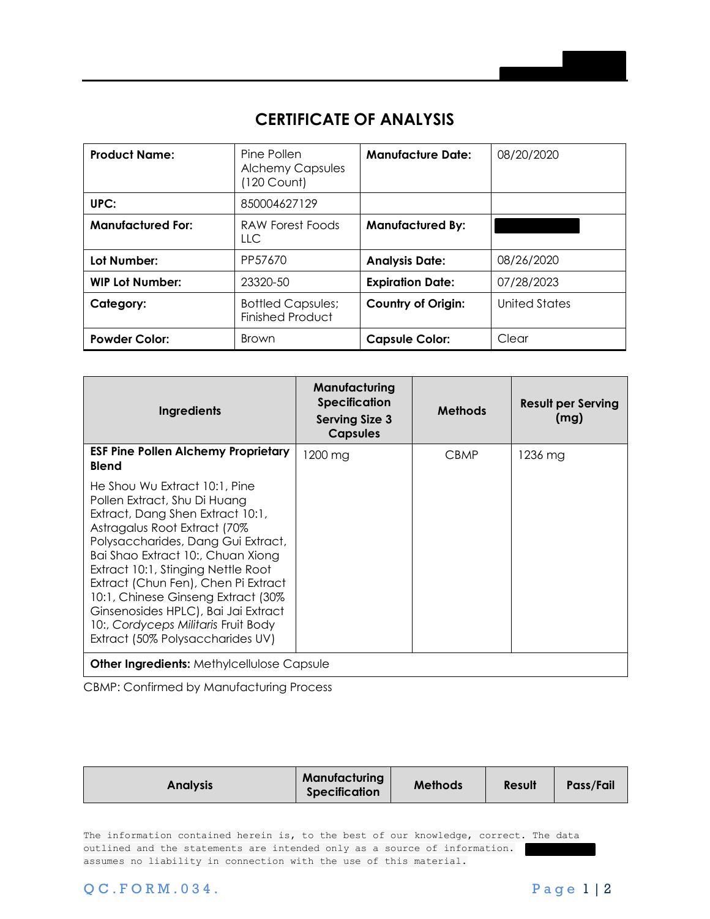# CERTIFICATE OF ANALYSIS

| **Product Name:** | Pine Pollen Alchemy Capsules (120 Count) | **Manufacture Date:** | 08/20/2020 |
|---|---|---|---|
| **UPC:** | 850004627129 | | |
| **Manufactured For:** | RAW Forest Foods LLC | **Manufactured By:** | |
| **Lot Number:** | PP57670 | **Analysis Date:** | 08/26/2020 |
| **WIP Lot Number:** | 23320-50 | **Expiration Date:** | 07/28/2023 |
| **Category:** | Bottled Capsules; Finished Product | **Country of Origin:** | United States |
| **Powder Color:** | Brown | **Capsule Color:** | Clear |

| Ingredients | Manufacturing Specification Serving Size 3 Capsules | Methods | Result per Serving (mg) |
|---|---|---|---|
| **ESF Pine Pollen Alchemy Proprietary Blend**<br><br>He Shou Wu Extract 10:1, Pine Pollen Extract, Shu Di Huang Extract, Dang Shen Extract 10:1, Astragalus Root Extract (70% Polysaccharides, Dang Gui Extract, Bai Shao Extract 10:, Chuan Xiong Extract 10:1, Stinging Nettle Root Extract (Chun Fen), Chen Pi Extract 10:1, Chinese Ginseng Extract (30% Ginsenosides HPLC), Bai Jai Extract 10:, *Cordyceps Militaris* Fruit Body Extract (50% Polysaccharides UV) | 1200 mg | CBMP | 1236 mg |
| **Other Ingredients:** Methylcellulose Capsule | | | |

CBMP: Confirmed by Manufacturing Process

| Analysis | Manufacturing Specification | Methods | Result | Pass/Fail |
|---|---|---|---|---|

The information contained herein is, to the best of our knowledge, correct. The data outlined and the statements are intended only as a source of information. assumes no liability in connection with the use of this material.

QC.FORM.034.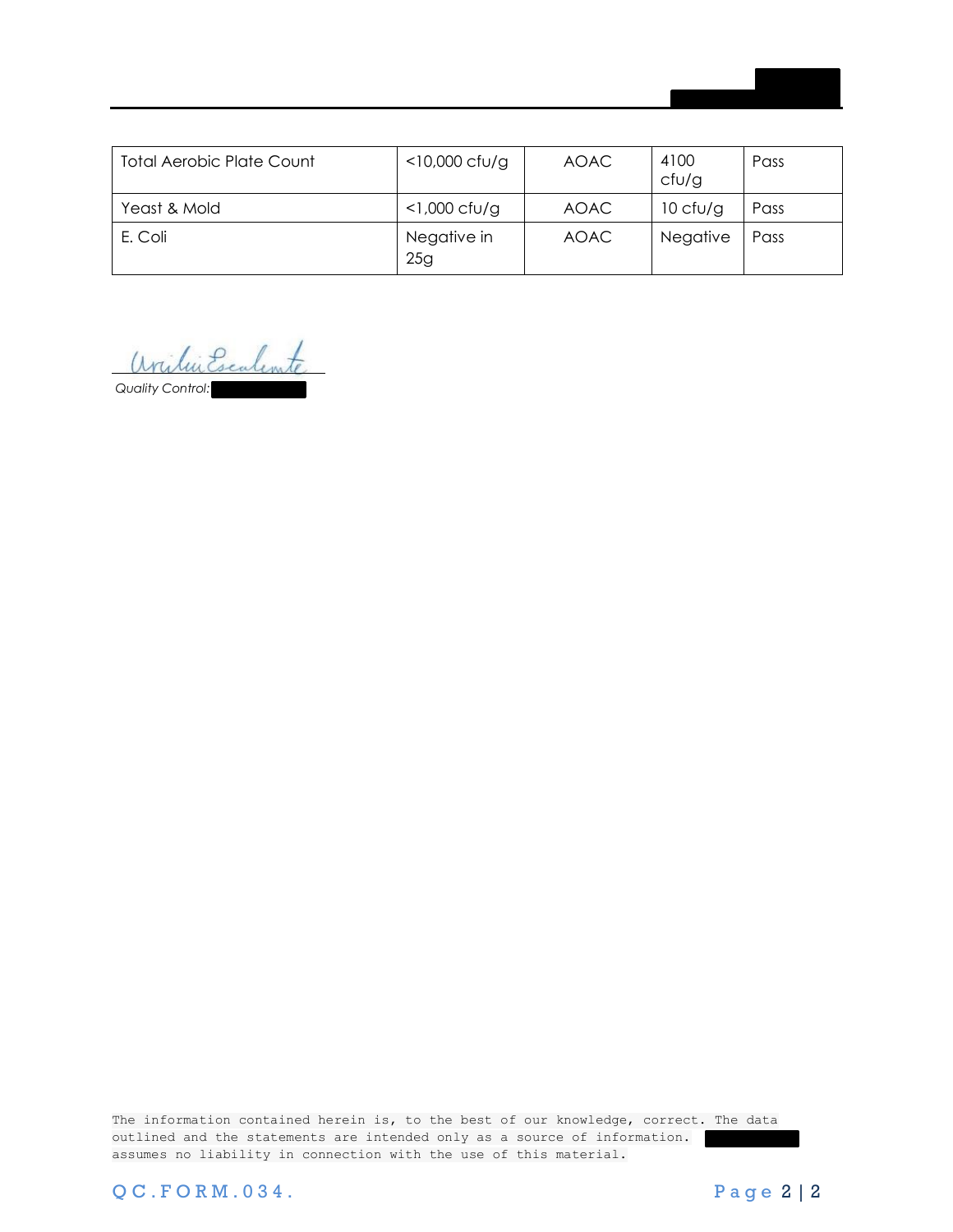| | | | | |
|---|---|---|---|---|
| Total Aerobic Plate Count | <10,000 cfu/g | AOAC | 4100 cfu/g | Pass |
| Yeast & Mold | <1,000 cfu/g | AOAC | 10 cfu/g | Pass |
| E. Coli | Negative in 25g | AOAC | Negative | Pass |

*Quality Control:*

The information contained herein is, to the best of our knowledge, correct. The data outlined and the statements are intended only as a source of information. assumes no liability in connection with the use of this material.

QC.FORM.034.